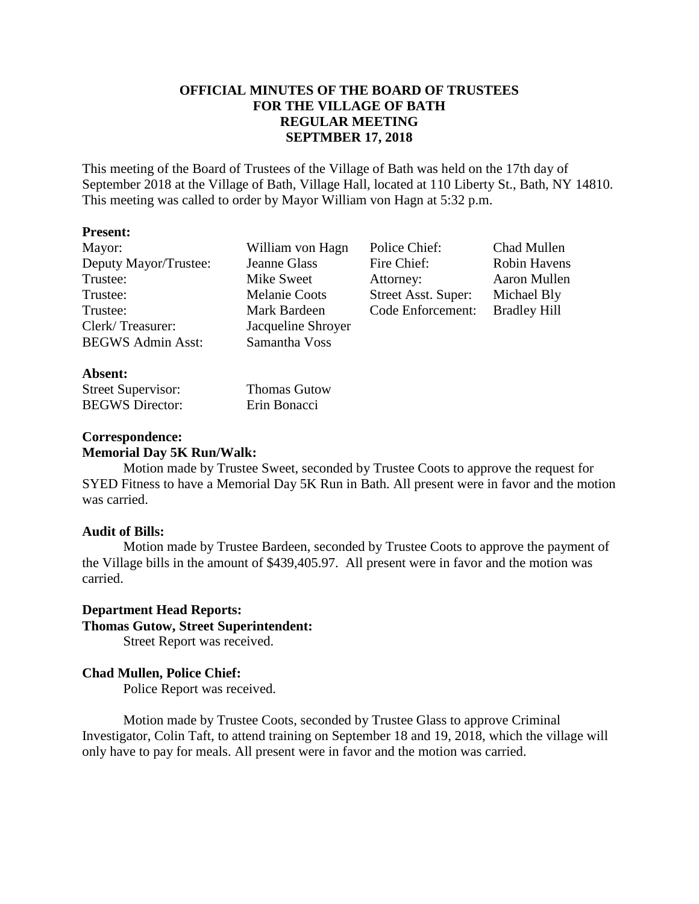**OFFICIAL MINUTES OF THE BOARD OF TRUSTEES**
**FOR THE VILLAGE OF BATH**
**REGULAR MEETING**
**SEPTMBER 17, 2018**

This meeting of the Board of Trustees of the Village of Bath was held on the 17th day of September 2018 at the Village of Bath, Village Hall, located at 110 Liberty St., Bath, NY 14810. This meeting was called to order by Mayor William von Hagn at 5:32 p.m.

**Present:**

| | | | |
|---|---|---|---|
| Mayor: | William von Hagn | Police Chief: | Chad Mullen |
| Deputy Mayor/Trustee: | Jeanne Glass | Fire Chief: | Robin Havens |
| Trustee: | Mike Sweet | Attorney: | Aaron Mullen |
| Trustee: | Melanie Coots | Street Asst. Super: | Michael Bly |
| Trustee: | Mark Bardeen | Code Enforcement: | Bradley Hill |
| Clerk/ Treasurer: | Jacqueline Shroyer | | |
| BEGWS Admin Asst: | Samantha Voss | | |

**Absent:**

| | |
|---|---|
| Street Supervisor: | Thomas Gutow |
| BEGWS Director: | Erin Bonacci |

**Correspondence:**

**Memorial Day 5K Run/Walk:**

Motion made by Trustee Sweet, seconded by Trustee Coots to approve the request for SYED Fitness to have a Memorial Day 5K Run in Bath. All present were in favor and the motion was carried.

**Audit of Bills:**

Motion made by Trustee Bardeen, seconded by Trustee Coots to approve the payment of the Village bills in the amount of $439,405.97. All present were in favor and the motion was carried.

**Department Head Reports:**

**Thomas Gutow, Street Superintendent:**

Street Report was received.

**Chad Mullen, Police Chief:**

Police Report was received.

Motion made by Trustee Coots, seconded by Trustee Glass to approve Criminal Investigator, Colin Taft, to attend training on September 18 and 19, 2018, which the village will only have to pay for meals. All present were in favor and the motion was carried.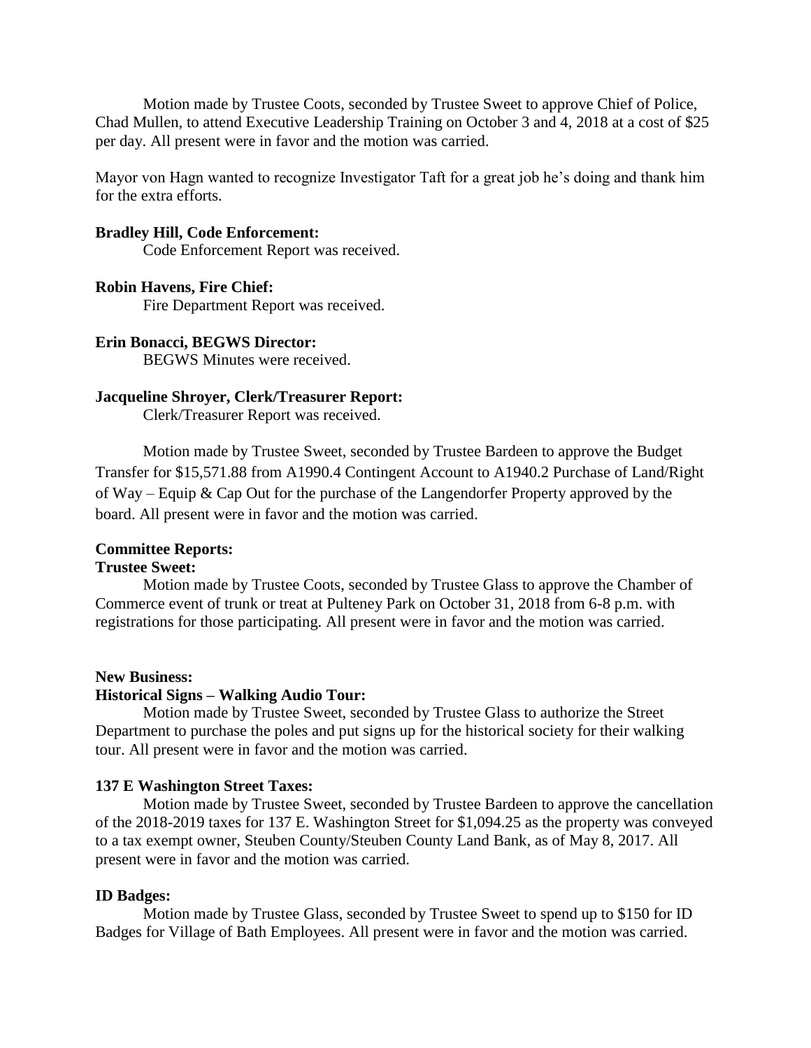Motion made by Trustee Coots, seconded by Trustee Sweet to approve Chief of Police, Chad Mullen, to attend Executive Leadership Training on October 3 and 4, 2018 at a cost of $25 per day. All present were in favor and the motion was carried.

Mayor von Hagn wanted to recognize Investigator Taft for a great job he's doing and thank him for the extra efforts.

**Bradley Hill, Code Enforcement:**

Code Enforcement Report was received.

**Robin Havens, Fire Chief:**

Fire Department Report was received.

**Erin Bonacci, BEGWS Director:**

BEGWS Minutes were received.

**Jacqueline Shroyer, Clerk/Treasurer Report:**

Clerk/Treasurer Report was received.

Motion made by Trustee Sweet, seconded by Trustee Bardeen to approve the Budget Transfer for $15,571.88 from A1990.4 Contingent Account to A1940.2 Purchase of Land/Right of Way – Equip & Cap Out for the purchase of the Langendorfer Property approved by the board. All present were in favor and the motion was carried.

**Committee Reports:**

**Trustee Sweet:**

Motion made by Trustee Coots, seconded by Trustee Glass to approve the Chamber of Commerce event of trunk or treat at Pulteney Park on October 31, 2018 from 6-8 p.m. with registrations for those participating. All present were in favor and the motion was carried.

**New Business:**

**Historical Signs – Walking Audio Tour:**

Motion made by Trustee Sweet, seconded by Trustee Glass to authorize the Street Department to purchase the poles and put signs up for the historical society for their walking tour. All present were in favor and the motion was carried.

**137 E Washington Street Taxes:**

Motion made by Trustee Sweet, seconded by Trustee Bardeen to approve the cancellation of the 2018-2019 taxes for 137 E. Washington Street for $1,094.25 as the property was conveyed to a tax exempt owner, Steuben County/Steuben County Land Bank, as of May 8, 2017. All present were in favor and the motion was carried.

**ID Badges:**

Motion made by Trustee Glass, seconded by Trustee Sweet to spend up to $150 for ID Badges for Village of Bath Employees. All present were in favor and the motion was carried.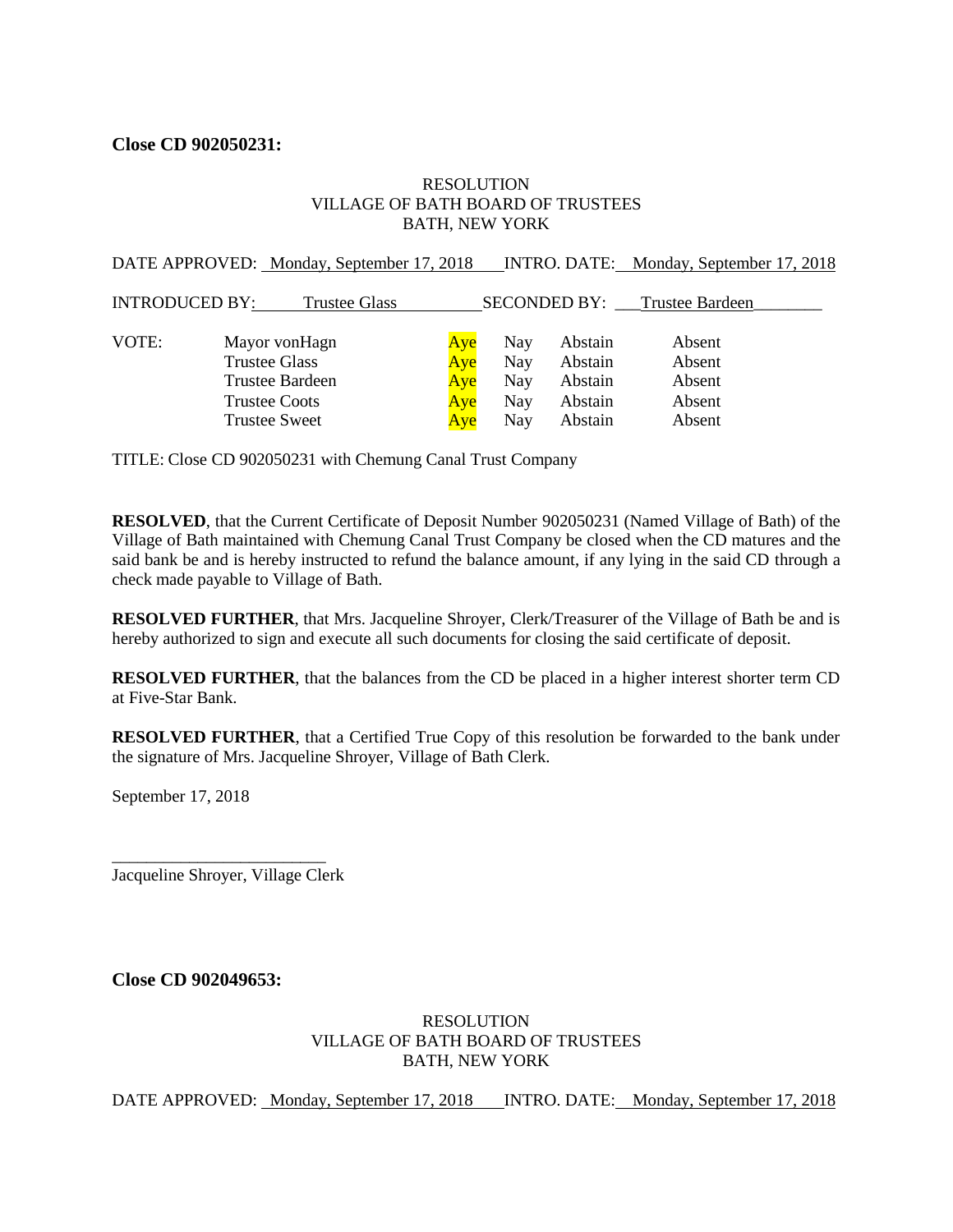**Close CD 902050231:**

RESOLUTION
VILLAGE OF BATH BOARD OF TRUSTEES
BATH, NEW YORK

DATE APPROVED: Monday, September 17, 2018 INTRO. DATE: Monday, September 17, 2018

INTRODUCED BY: Trustee Glass SECONDED BY: Trustee Bardeen

| VOTE: | | | | | |
|---|---|---|---|---|---|
| | Mayor vonHagn | Aye | Nay | Abstain | Absent |
| | Trustee Glass | Aye | Nay | Abstain | Absent |
| | Trustee Bardeen | Aye | Nay | Abstain | Absent |
| | Trustee Coots | Aye | Nay | Abstain | Absent |
| | Trustee Sweet | Aye | Nay | Abstain | Absent |

TITLE: Close CD 902050231 with Chemung Canal Trust Company

**RESOLVED**, that the Current Certificate of Deposit Number 902050231 (Named Village of Bath) of the Village of Bath maintained with Chemung Canal Trust Company be closed when the CD matures and the said bank be and is hereby instructed to refund the balance amount, if any lying in the said CD through a check made payable to Village of Bath.

**RESOLVED FURTHER**, that Mrs. Jacqueline Shroyer, Clerk/Treasurer of the Village of Bath be and is hereby authorized to sign and execute all such documents for closing the said certificate of deposit.

**RESOLVED FURTHER**, that the balances from the CD be placed in a higher interest shorter term CD at Five-Star Bank.

**RESOLVED FURTHER**, that a Certified True Copy of this resolution be forwarded to the bank under the signature of Mrs. Jacqueline Shroyer, Village of Bath Clerk.

September 17, 2018

_________________________
Jacqueline Shroyer, Village Clerk

**Close CD 902049653:**

RESOLUTION
VILLAGE OF BATH BOARD OF TRUSTEES
BATH, NEW YORK

DATE APPROVED: Monday, September 17, 2018 INTRO. DATE: Monday, September 17, 2018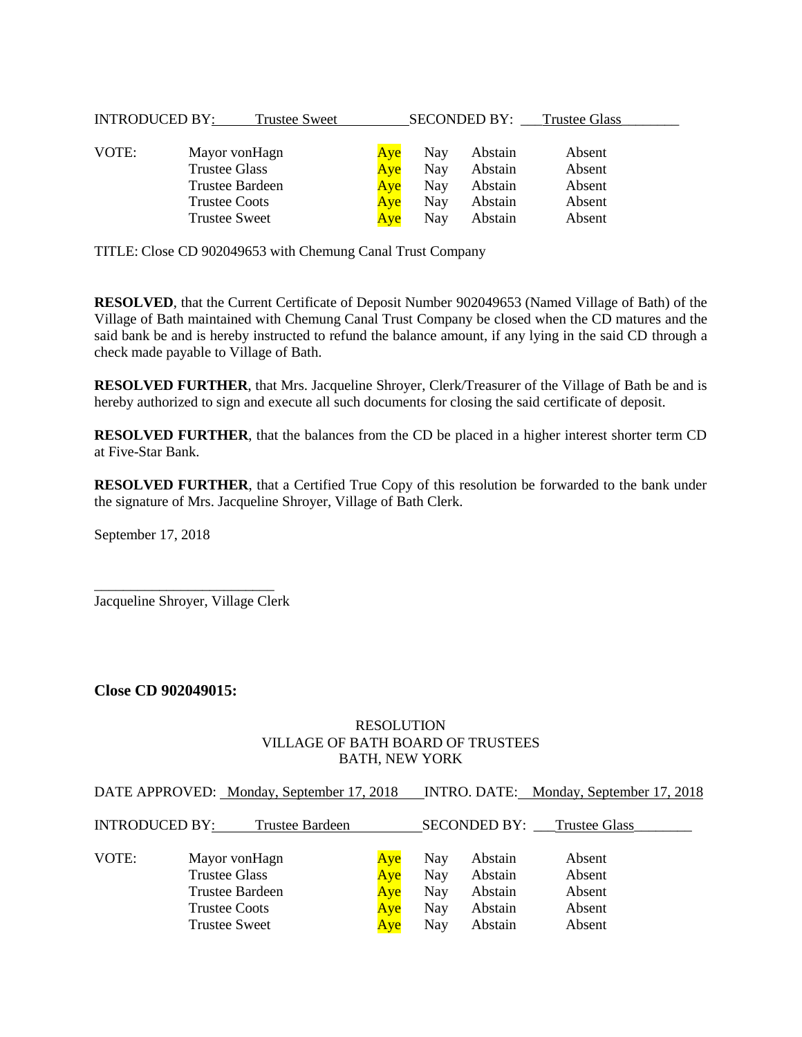INTRODUCED BY: Trustee Sweet SECONDED BY: Trustee Glass

| VOTE: | | | | | |
|---|---|---|---|---|---|
| | Mayor vonHagn | Aye | Nay | Abstain | Absent |
| | Trustee Glass | Aye | Nay | Abstain | Absent |
| | Trustee Bardeen | Aye | Nay | Abstain | Absent |
| | Trustee Coots | Aye | Nay | Abstain | Absent |
| | Trustee Sweet | Aye | Nay | Abstain | Absent |

TITLE: Close CD 902049653 with Chemung Canal Trust Company

**RESOLVED**, that the Current Certificate of Deposit Number 902049653 (Named Village of Bath) of the Village of Bath maintained with Chemung Canal Trust Company be closed when the CD matures and the said bank be and is hereby instructed to refund the balance amount, if any lying in the said CD through a check made payable to Village of Bath.

**RESOLVED FURTHER**, that Mrs. Jacqueline Shroyer, Clerk/Treasurer of the Village of Bath be and is hereby authorized to sign and execute all such documents for closing the said certificate of deposit.

**RESOLVED FURTHER**, that the balances from the CD be placed in a higher interest shorter term CD at Five-Star Bank.

**RESOLVED FURTHER**, that a Certified True Copy of this resolution be forwarded to the bank under the signature of Mrs. Jacqueline Shroyer, Village of Bath Clerk.

September 17, 2018

_________________________
Jacqueline Shroyer, Village Clerk

**Close CD 902049015:**

RESOLUTION
VILLAGE OF BATH BOARD OF TRUSTEES
BATH, NEW YORK

DATE APPROVED: Monday, September 17, 2018 INTRO. DATE: Monday, September 17, 2018

INTRODUCED BY: Trustee Bardeen SECONDED BY: Trustee Glass

| VOTE: | | | | | |
|---|---|---|---|---|---|
| | Mayor vonHagn | Aye | Nay | Abstain | Absent |
| | Trustee Glass | Aye | Nay | Abstain | Absent |
| | Trustee Bardeen | Aye | Nay | Abstain | Absent |
| | Trustee Coots | Aye | Nay | Abstain | Absent |
| | Trustee Sweet | Aye | Nay | Abstain | Absent |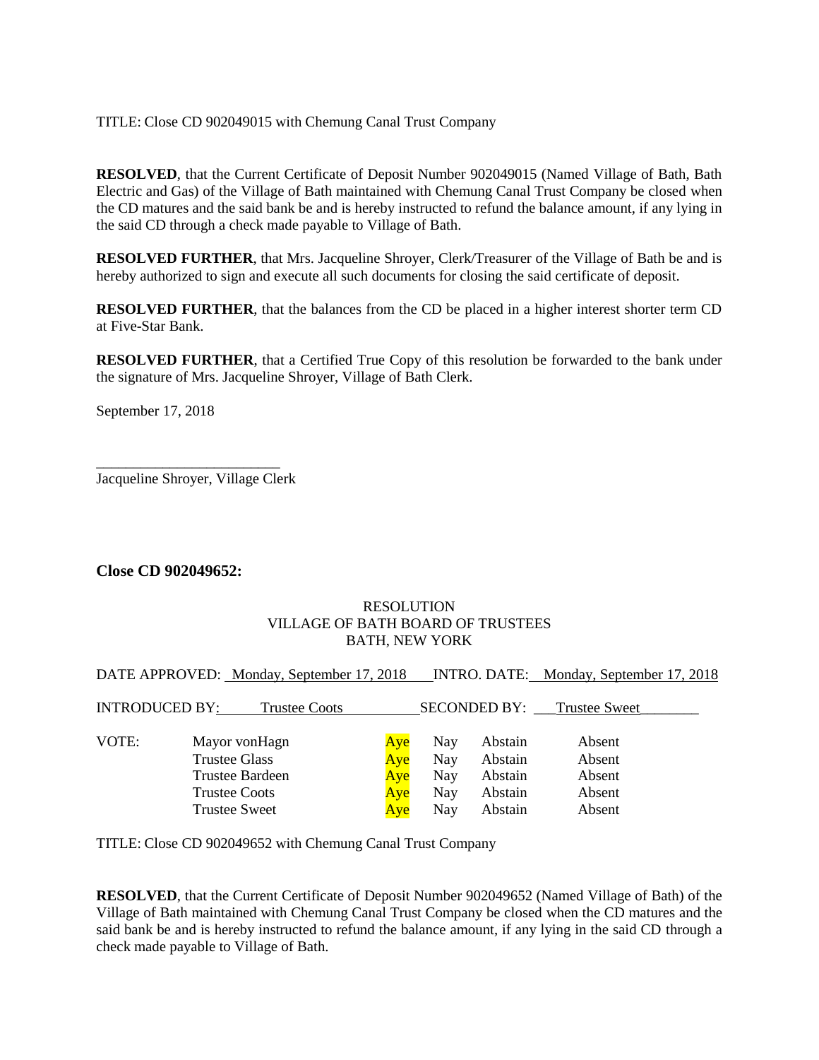TITLE: Close CD 902049015 with Chemung Canal Trust Company

**RESOLVED**, that the Current Certificate of Deposit Number 902049015 (Named Village of Bath, Bath Electric and Gas) of the Village of Bath maintained with Chemung Canal Trust Company be closed when the CD matures and the said bank be and is hereby instructed to refund the balance amount, if any lying in the said CD through a check made payable to Village of Bath.

**RESOLVED FURTHER**, that Mrs. Jacqueline Shroyer, Clerk/Treasurer of the Village of Bath be and is hereby authorized to sign and execute all such documents for closing the said certificate of deposit.

**RESOLVED FURTHER**, that the balances from the CD be placed in a higher interest shorter term CD at Five-Star Bank.

**RESOLVED FURTHER**, that a Certified True Copy of this resolution be forwarded to the bank under the signature of Mrs. Jacqueline Shroyer, Village of Bath Clerk.

September 17, 2018

_________________________
Jacqueline Shroyer, Village Clerk

**Close CD 902049652:**

RESOLUTION
VILLAGE OF BATH BOARD OF TRUSTEES
BATH, NEW YORK

DATE APPROVED: Monday, September 17, 2018 INTRO. DATE: Monday, September 17, 2018

INTRODUCED BY: Trustee Coots SECONDED BY: Trustee Sweet

| VOTE: | | | | | |
|---|---|---|---|---|---|
| | Mayor vonHagn | Aye | Nay | Abstain | Absent |
| | Trustee Glass | Aye | Nay | Abstain | Absent |
| | Trustee Bardeen | Aye | Nay | Abstain | Absent |
| | Trustee Coots | Aye | Nay | Abstain | Absent |
| | Trustee Sweet | Aye | Nay | Abstain | Absent |

TITLE: Close CD 902049652 with Chemung Canal Trust Company

**RESOLVED**, that the Current Certificate of Deposit Number 902049652 (Named Village of Bath) of the Village of Bath maintained with Chemung Canal Trust Company be closed when the CD matures and the said bank be and is hereby instructed to refund the balance amount, if any lying in the said CD through a check made payable to Village of Bath.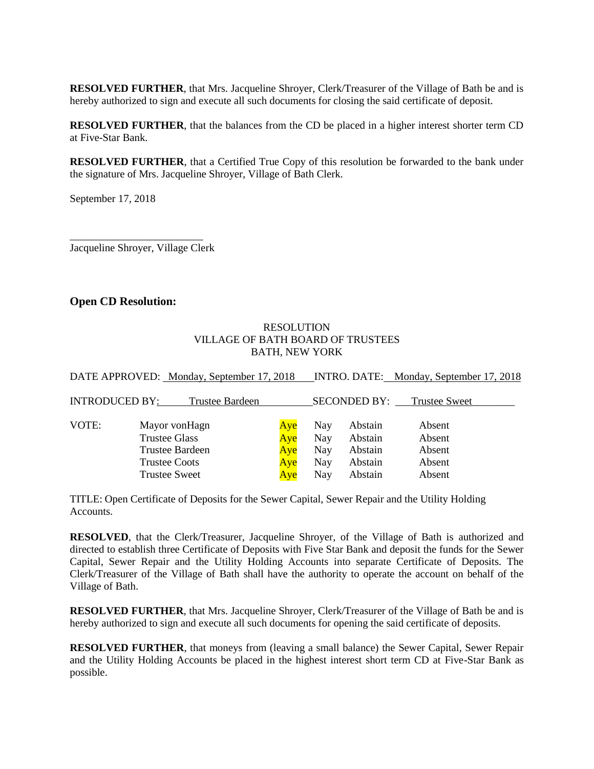**RESOLVED FURTHER**, that Mrs. Jacqueline Shroyer, Clerk/Treasurer of the Village of Bath be and is hereby authorized to sign and execute all such documents for closing the said certificate of deposit.

**RESOLVED FURTHER**, that the balances from the CD be placed in a higher interest shorter term CD at Five-Star Bank.

**RESOLVED FURTHER**, that a Certified True Copy of this resolution be forwarded to the bank under the signature of Mrs. Jacqueline Shroyer, Village of Bath Clerk.

September 17, 2018

_________________________
Jacqueline Shroyer, Village Clerk

### Open CD Resolution:

RESOLUTION
VILLAGE OF BATH BOARD OF TRUSTEES
BATH, NEW YORK

DATE APPROVED: Monday, September 17, 2018 INTRO. DATE: Monday, September 17, 2018

INTRODUCED BY: Trustee Bardeen SECONDED BY: Trustee Sweet

| VOTE: | | | | | |
|---|---|---|---|---|---|
| | Mayor vonHagn | Aye | Nay | Abstain | Absent |
| | Trustee Glass | Aye | Nay | Abstain | Absent |
| | Trustee Bardeen | Aye | Nay | Abstain | Absent |
| | Trustee Coots | Aye | Nay | Abstain | Absent |
| | Trustee Sweet | Aye | Nay | Abstain | Absent |

TITLE: Open Certificate of Deposits for the Sewer Capital, Sewer Repair and the Utility Holding Accounts.

**RESOLVED**, that the Clerk/Treasurer, Jacqueline Shroyer, of the Village of Bath is authorized and directed to establish three Certificate of Deposits with Five Star Bank and deposit the funds for the Sewer Capital, Sewer Repair and the Utility Holding Accounts into separate Certificate of Deposits. The Clerk/Treasurer of the Village of Bath shall have the authority to operate the account on behalf of the Village of Bath.

**RESOLVED FURTHER**, that Mrs. Jacqueline Shroyer, Clerk/Treasurer of the Village of Bath be and is hereby authorized to sign and execute all such documents for opening the said certificate of deposits.

**RESOLVED FURTHER**, that moneys from (leaving a small balance) the Sewer Capital, Sewer Repair and the Utility Holding Accounts be placed in the highest interest short term CD at Five-Star Bank as possible.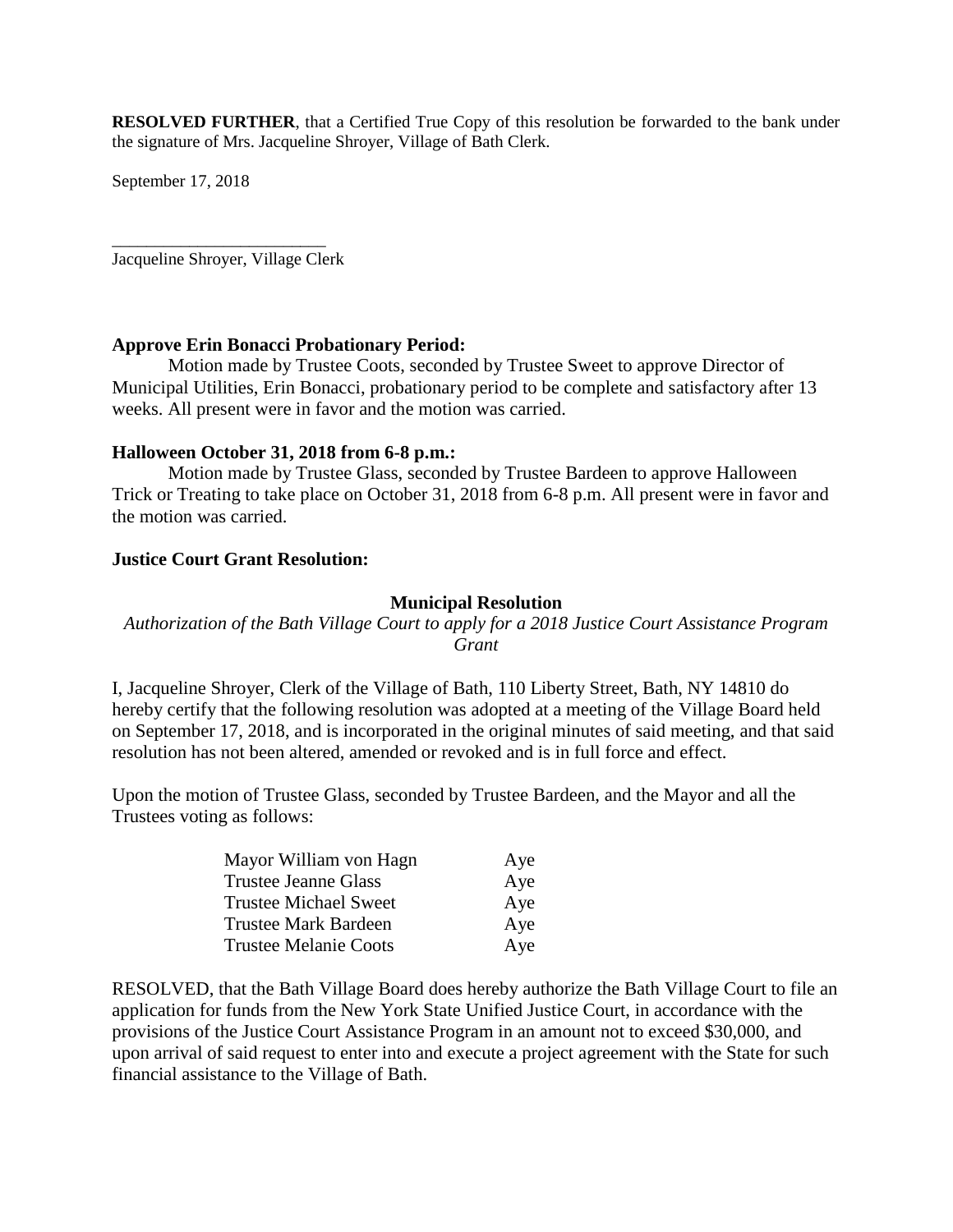**RESOLVED FURTHER**, that a Certified True Copy of this resolution be forwarded to the bank under the signature of Mrs. Jacqueline Shroyer, Village of Bath Clerk.

September 17, 2018

_________________________
Jacqueline Shroyer, Village Clerk

**Approve Erin Bonacci Probationary Period:**

Motion made by Trustee Coots, seconded by Trustee Sweet to approve Director of Municipal Utilities, Erin Bonacci, probationary period to be complete and satisfactory after 13 weeks. All present were in favor and the motion was carried.

**Halloween October 31, 2018 from 6-8 p.m.:**

Motion made by Trustee Glass, seconded by Trustee Bardeen to approve Halloween Trick or Treating to take place on October 31, 2018 from 6-8 p.m. All present were in favor and the motion was carried.

**Justice Court Grant Resolution:**

**Municipal Resolution**

*Authorization of the Bath Village Court to apply for a 2018 Justice Court Assistance Program Grant*

I, Jacqueline Shroyer, Clerk of the Village of Bath, 110 Liberty Street, Bath, NY 14810 do hereby certify that the following resolution was adopted at a meeting of the Village Board held on September 17, 2018, and is incorporated in the original minutes of said meeting, and that said resolution has not been altered, amended or revoked and is in full force and effect.

Upon the motion of Trustee Glass, seconded by Trustee Bardeen, and the Mayor and all the Trustees voting as follows:

| | |
|---|---|
| Mayor William von Hagn | Aye |
| Trustee Jeanne Glass | Aye |
| Trustee Michael Sweet | Aye |
| Trustee Mark Bardeen | Aye |
| Trustee Melanie Coots | Aye |

RESOLVED, that the Bath Village Board does hereby authorize the Bath Village Court to file an application for funds from the New York State Unified Justice Court, in accordance with the provisions of the Justice Court Assistance Program in an amount not to exceed $30,000, and upon arrival of said request to enter into and execute a project agreement with the State for such financial assistance to the Village of Bath.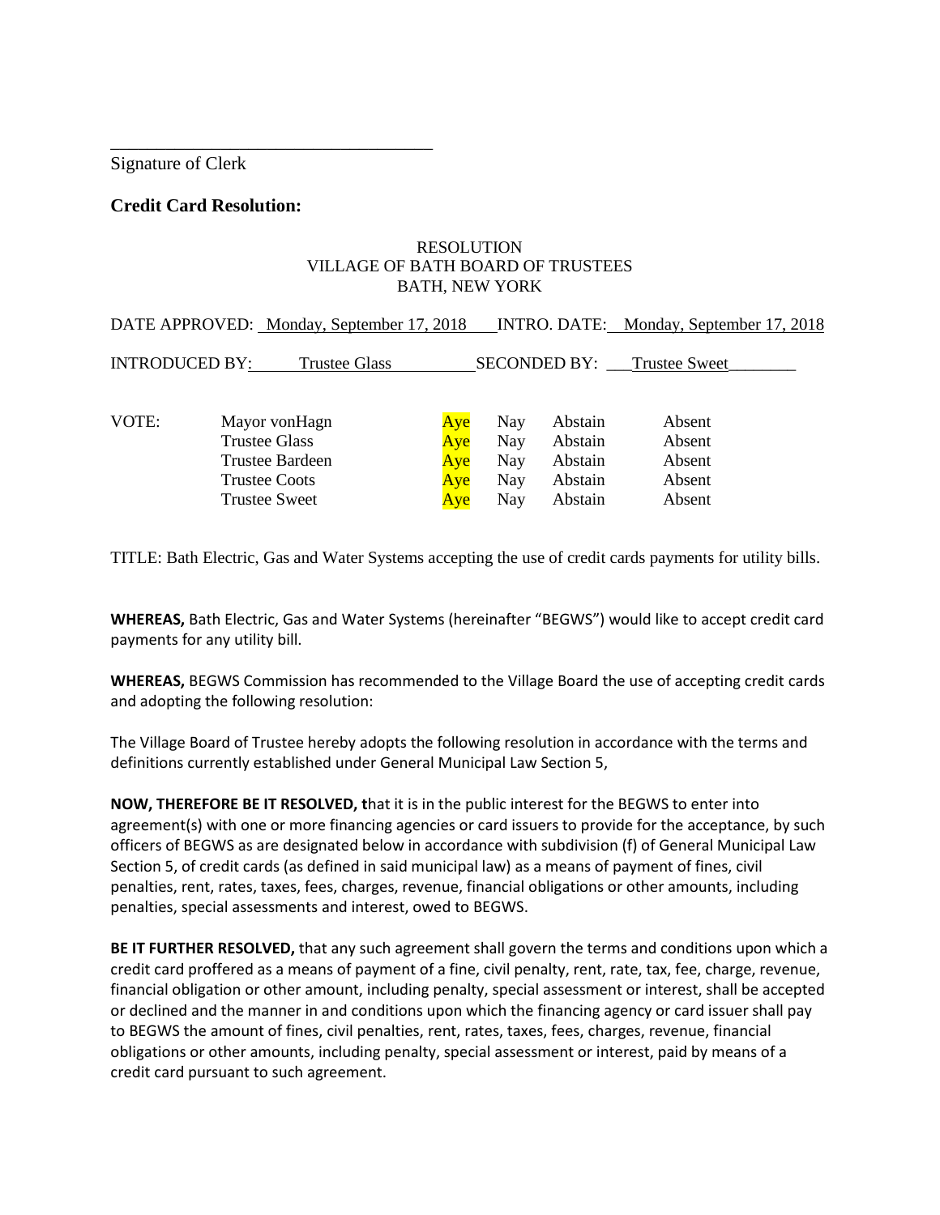\_\_\_\_\_\_\_\_\_\_\_\_\_\_\_\_\_\_\_\_\_\_\_\_\_\_\_\_\_\_\_\_\_\_\_\_

Signature of Clerk

**Credit Card Resolution:**

RESOLUTION
VILLAGE OF BATH BOARD OF TRUSTEES
BATH, NEW YORK

DATE APPROVED: Monday, September 17, 2018 INTRO. DATE: Monday, September 17, 2018

INTRODUCED BY: Trustee Glass SECONDED BY: Trustee Sweet

| VOTE: | | | | | |
|---|---|---|---|---|---|
| | Mayor vonHagn | Aye | Nay | Abstain | Absent |
| | Trustee Glass | Aye | Nay | Abstain | Absent |
| | Trustee Bardeen | Aye | Nay | Abstain | Absent |
| | Trustee Coots | Aye | Nay | Abstain | Absent |
| | Trustee Sweet | Aye | Nay | Abstain | Absent |

TITLE: Bath Electric, Gas and Water Systems accepting the use of credit cards payments for utility bills.

**WHEREAS,** Bath Electric, Gas and Water Systems (hereinafter "BEGWS") would like to accept credit card payments for any utility bill.

**WHEREAS,** BEGWS Commission has recommended to the Village Board the use of accepting credit cards and adopting the following resolution:

The Village Board of Trustee hereby adopts the following resolution in accordance with the terms and definitions currently established under General Municipal Law Section 5,

**NOW, THEREFORE BE IT RESOLVED, t**hat it is in the public interest for the BEGWS to enter into agreement(s) with one or more financing agencies or card issuers to provide for the acceptance, by such officers of BEGWS as are designated below in accordance with subdivision (f) of General Municipal Law Section 5, of credit cards (as defined in said municipal law) as a means of payment of fines, civil penalties, rent, rates, taxes, fees, charges, revenue, financial obligations or other amounts, including penalties, special assessments and interest, owed to BEGWS.

**BE IT FURTHER RESOLVED,** that any such agreement shall govern the terms and conditions upon which a credit card proffered as a means of payment of a fine, civil penalty, rent, rate, tax, fee, charge, revenue, financial obligation or other amount, including penalty, special assessment or interest, shall be accepted or declined and the manner in and conditions upon which the financing agency or card issuer shall pay to BEGWS the amount of fines, civil penalties, rent, rates, taxes, fees, charges, revenue, financial obligations or other amounts, including penalty, special assessment or interest, paid by means of a credit card pursuant to such agreement.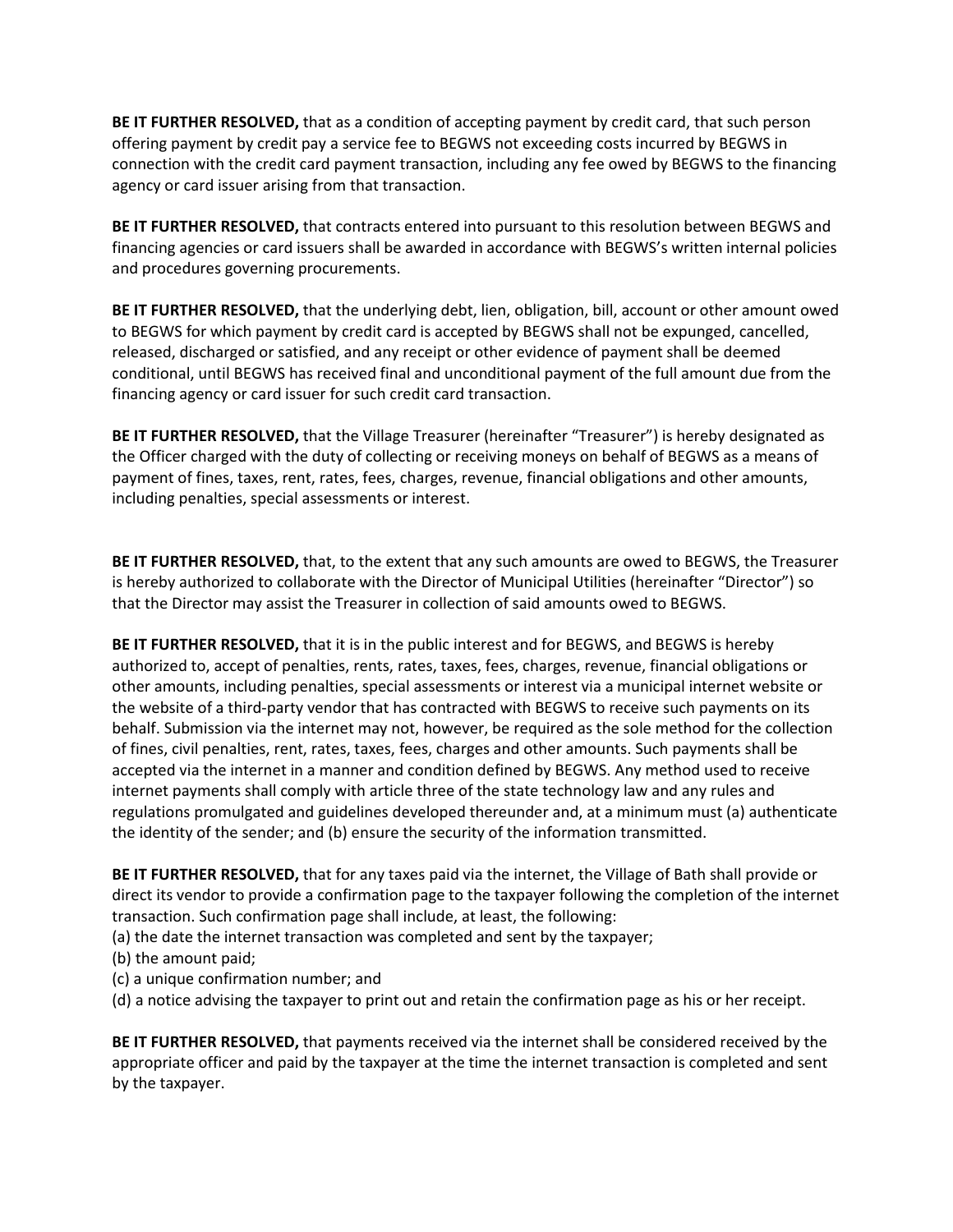**BE IT FURTHER RESOLVED,** that as a condition of accepting payment by credit card, that such person offering payment by credit pay a service fee to BEGWS not exceeding costs incurred by BEGWS in connection with the credit card payment transaction, including any fee owed by BEGWS to the financing agency or card issuer arising from that transaction.

**BE IT FURTHER RESOLVED,** that contracts entered into pursuant to this resolution between BEGWS and financing agencies or card issuers shall be awarded in accordance with BEGWS's written internal policies and procedures governing procurements.

**BE IT FURTHER RESOLVED,** that the underlying debt, lien, obligation, bill, account or other amount owed to BEGWS for which payment by credit card is accepted by BEGWS shall not be expunged, cancelled, released, discharged or satisfied, and any receipt or other evidence of payment shall be deemed conditional, until BEGWS has received final and unconditional payment of the full amount due from the financing agency or card issuer for such credit card transaction.

**BE IT FURTHER RESOLVED,** that the Village Treasurer (hereinafter "Treasurer") is hereby designated as the Officer charged with the duty of collecting or receiving moneys on behalf of BEGWS as a means of payment of fines, taxes, rent, rates, fees, charges, revenue, financial obligations and other amounts, including penalties, special assessments or interest.

**BE IT FURTHER RESOLVED,** that, to the extent that any such amounts are owed to BEGWS, the Treasurer is hereby authorized to collaborate with the Director of Municipal Utilities (hereinafter "Director") so that the Director may assist the Treasurer in collection of said amounts owed to BEGWS.

**BE IT FURTHER RESOLVED,** that it is in the public interest and for BEGWS, and BEGWS is hereby authorized to, accept of penalties, rents, rates, taxes, fees, charges, revenue, financial obligations or other amounts, including penalties, special assessments or interest via a municipal internet website or the website of a third-party vendor that has contracted with BEGWS to receive such payments on its behalf. Submission via the internet may not, however, be required as the sole method for the collection of fines, civil penalties, rent, rates, taxes, fees, charges and other amounts. Such payments shall be accepted via the internet in a manner and condition defined by BEGWS. Any method used to receive internet payments shall comply with article three of the state technology law and any rules and regulations promulgated and guidelines developed thereunder and, at a minimum must (a) authenticate the identity of the sender; and (b) ensure the security of the information transmitted.

**BE IT FURTHER RESOLVED,** that for any taxes paid via the internet, the Village of Bath shall provide or direct its vendor to provide a confirmation page to the taxpayer following the completion of the internet transaction. Such confirmation page shall include, at least, the following:
(a) the date the internet transaction was completed and sent by the taxpayer;
(b) the amount paid;
(c) a unique confirmation number; and
(d) a notice advising the taxpayer to print out and retain the confirmation page as his or her receipt.

**BE IT FURTHER RESOLVED,** that payments received via the internet shall be considered received by the appropriate officer and paid by the taxpayer at the time the internet transaction is completed and sent by the taxpayer.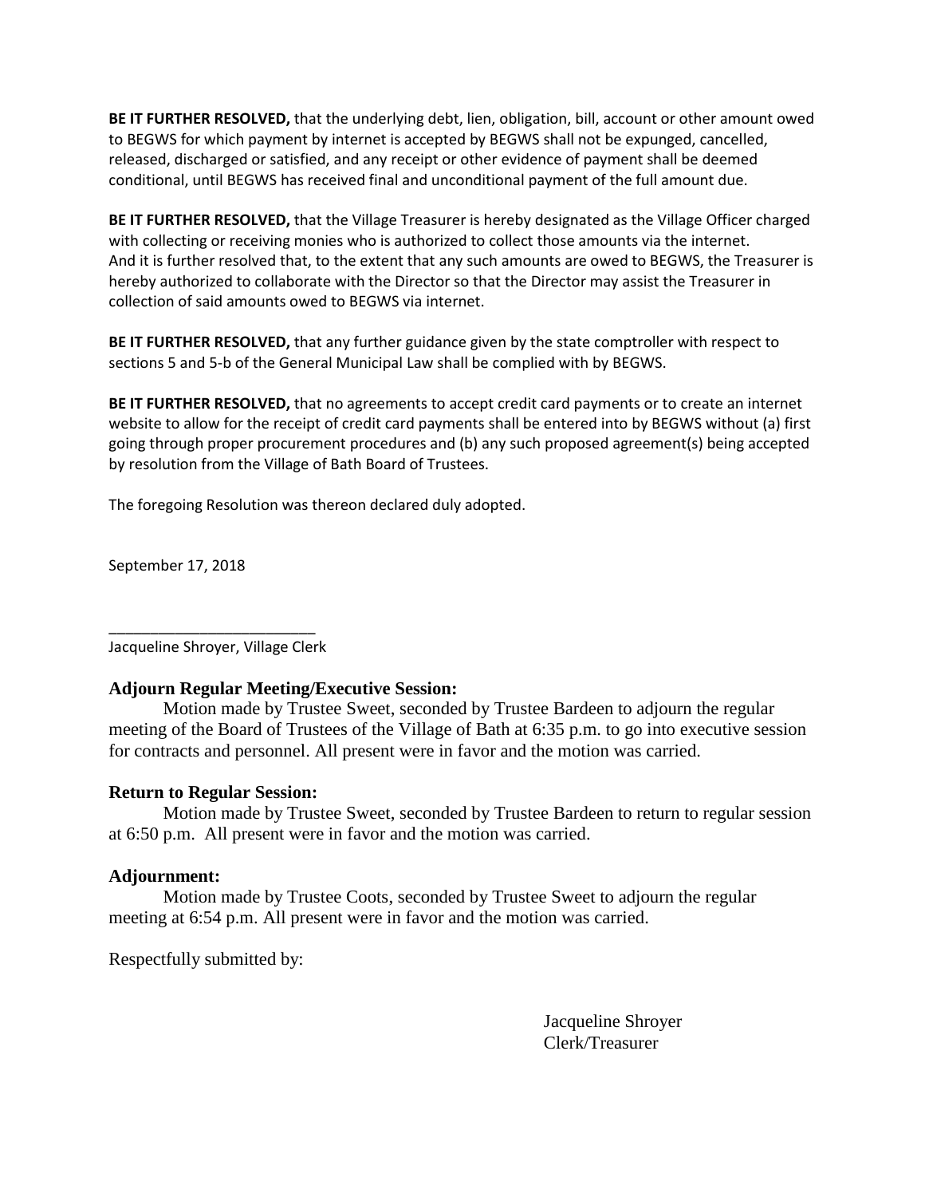**BE IT FURTHER RESOLVED,** that the underlying debt, lien, obligation, bill, account or other amount owed to BEGWS for which payment by internet is accepted by BEGWS shall not be expunged, cancelled, released, discharged or satisfied, and any receipt or other evidence of payment shall be deemed conditional, until BEGWS has received final and unconditional payment of the full amount due.

**BE IT FURTHER RESOLVED,** that the Village Treasurer is hereby designated as the Village Officer charged with collecting or receiving monies who is authorized to collect those amounts via the internet. And it is further resolved that, to the extent that any such amounts are owed to BEGWS, the Treasurer is hereby authorized to collaborate with the Director so that the Director may assist the Treasurer in collection of said amounts owed to BEGWS via internet.

**BE IT FURTHER RESOLVED,** that any further guidance given by the state comptroller with respect to sections 5 and 5-b of the General Municipal Law shall be complied with by BEGWS.

**BE IT FURTHER RESOLVED,** that no agreements to accept credit card payments or to create an internet website to allow for the receipt of credit card payments shall be entered into by BEGWS without (a) first going through proper procurement procedures and (b) any such proposed agreement(s) being accepted by resolution from the Village of Bath Board of Trustees.

The foregoing Resolution was thereon declared duly adopted.

September 17, 2018

_________________________
Jacqueline Shroyer, Village Clerk

**Adjourn Regular Meeting/Executive Session:**

Motion made by Trustee Sweet, seconded by Trustee Bardeen to adjourn the regular meeting of the Board of Trustees of the Village of Bath at 6:35 p.m. to go into executive session for contracts and personnel. All present were in favor and the motion was carried.

**Return to Regular Session:**

Motion made by Trustee Sweet, seconded by Trustee Bardeen to return to regular session at 6:50 p.m. All present were in favor and the motion was carried.

**Adjournment:**

Motion made by Trustee Coots, seconded by Trustee Sweet to adjourn the regular meeting at 6:54 p.m. All present were in favor and the motion was carried.

Respectfully submitted by:

Jacqueline Shroyer
Clerk/Treasurer